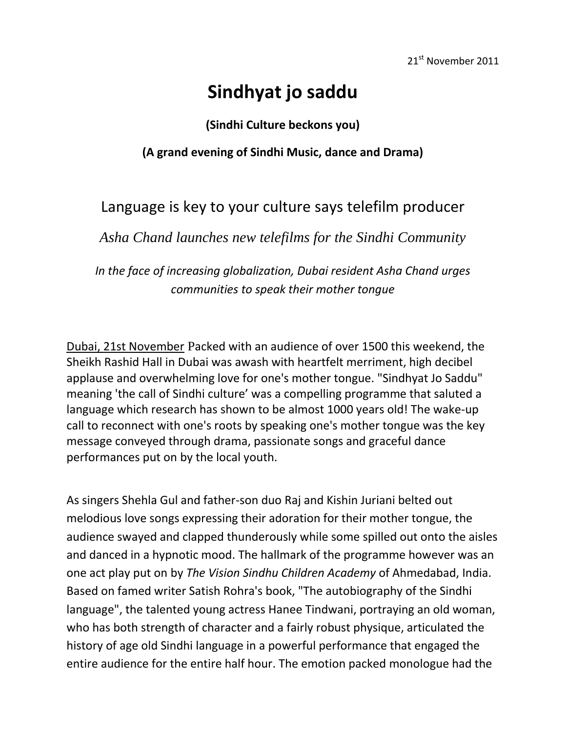21st November 2011

# Sindhyat jo saddu

**(Sindhi Culture beckons you)**

**(A grand evening of Sindhi Music, dance and Drama)**

## Language is key to your culture says telefilm producer

*Asha Chand launches new telefilms for the Sindhi Community*

*In the face of increasing globalization, Dubai resident Asha Chand urges communities to speak their mother tongue*

Dubai, 21st November Packed with an audience of over 1500 this weekend, the Sheikh Rashid Hall in Dubai was awash with heartfelt merriment, high decibel applause and overwhelming love for one's mother tongue. "Sindhyat Jo Saddu" meaning 'the call of Sindhi culture' was a compelling programme that saluted a language which research has shown to be almost 1000 years old! The wake-up call to reconnect with one's roots by speaking one's mother tongue was the key message conveyed through drama, passionate songs and graceful dance performances put on by the local youth.

As singers Shehla Gul and father-son duo Raj and Kishin Juriani belted out melodious love songs expressing their adoration for their mother tongue, the audience swayed and clapped thunderously while some spilled out onto the aisles and danced in a hypnotic mood. The hallmark of the programme however was an one act play put on by *The Vision Sindhu Children Academy* of Ahmedabad, India. Based on famed writer Satish Rohra's book, "The autobiography of the Sindhi language", the talented young actress Hanee Tindwani, portraying an old woman, who has both strength of character and a fairly robust physique, articulated the history of age old Sindhi language in a powerful performance that engaged the entire audience for the entire half hour. The emotion packed monologue had the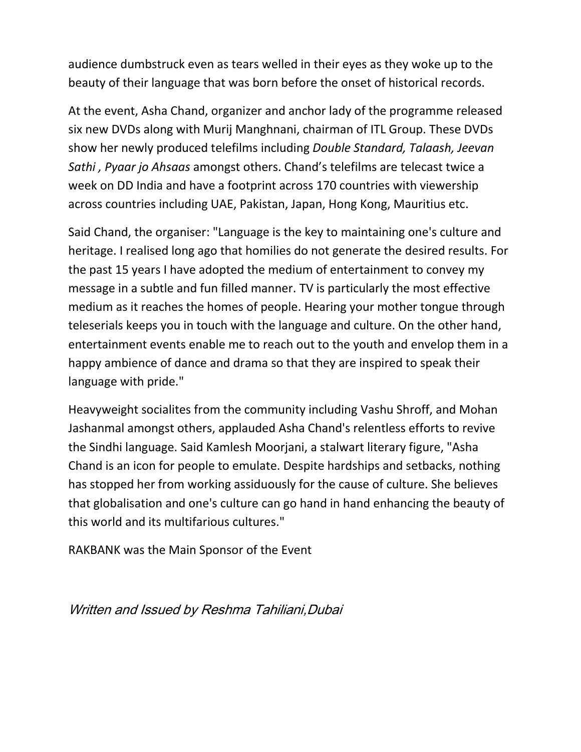audience dumbstruck even as tears welled in their eyes as they woke up to the beauty of their language that was born before the onset of historical records.

At the event, Asha Chand, organizer and anchor lady of the programme released six new DVDs along with Murij Manghnani, chairman of ITL Group. These DVDs show her newly produced telefilms including *Double Standard, Talaash, Jeevan Sathi , Pyaar jo Ahsaas* amongst others. Chand's telefilms are telecast twice a week on DD India and have a footprint across 170 countries with viewership across countries including UAE, Pakistan, Japan, Hong Kong, Mauritius etc.

Said Chand, the organiser: "Language is the key to maintaining one's culture and heritage. I realised long ago that homilies do not generate the desired results. For the past 15 years I have adopted the medium of entertainment to convey my message in a subtle and fun filled manner. TV is particularly the most effective medium as it reaches the homes of people. Hearing your mother tongue through teleserials keeps you in touch with the language and culture. On the other hand, entertainment events enable me to reach out to the youth and envelop them in a happy ambience of dance and drama so that they are inspired to speak their language with pride."

Heavyweight socialites from the community including Vashu Shroff, and Mohan Jashanmal amongst others, applauded Asha Chand's relentless efforts to revive the Sindhi language. Said Kamlesh Moorjani, a stalwart literary figure, "Asha Chand is an icon for people to emulate. Despite hardships and setbacks, nothing has stopped her from working assiduously for the cause of culture. She believes that globalisation and one's culture can go hand in hand enhancing the beauty of this world and its multifarious cultures."

RAKBANK was the Main Sponsor of the Event

*Written and Issued by Reshma Tahiliani,Dubai*